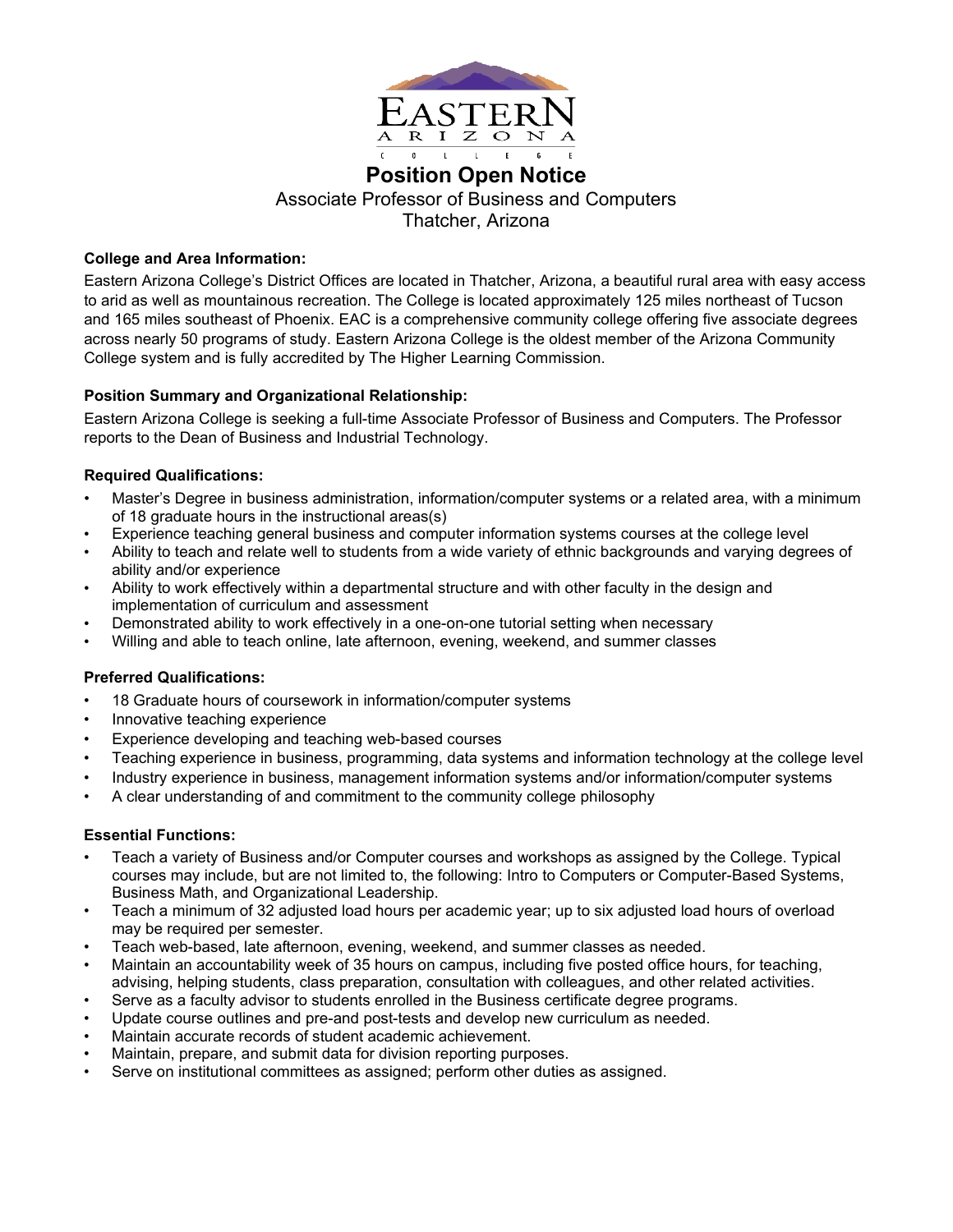# Position Open Notice

Associate Professor of Business and Computers
Thatcher, Arizona

**College and Area Information:**

Eastern Arizona College's District Offices are located in Thatcher, Arizona, a beautiful rural area with easy access to arid as well as mountainous recreation. The College is located approximately 125 miles northeast of Tucson and 165 miles southeast of Phoenix. EAC is a comprehensive community college offering five associate degrees across nearly 50 programs of study. Eastern Arizona College is the oldest member of the Arizona Community College system and is fully accredited by The Higher Learning Commission.

**Position Summary and Organizational Relationship:**

Eastern Arizona College is seeking a full-time Associate Professor of Business and Computers. The Professor reports to the Dean of Business and Industrial Technology.

**Required Qualifications:**

- Master's Degree in business administration, information/computer systems or a related area, with a minimum of 18 graduate hours in the instructional areas(s)
- Experience teaching general business and computer information systems courses at the college level
- Ability to teach and relate well to students from a wide variety of ethnic backgrounds and varying degrees of ability and/or experience
- Ability to work effectively within a departmental structure and with other faculty in the design and implementation of curriculum and assessment
- Demonstrated ability to work effectively in a one-on-one tutorial setting when necessary
- Willing and able to teach online, late afternoon, evening, weekend, and summer classes

**Preferred Qualifications:**

- 18 Graduate hours of coursework in information/computer systems
- Innovative teaching experience
- Experience developing and teaching web-based courses
- Teaching experience in business, programming, data systems and information technology at the college level
- Industry experience in business, management information systems and/or information/computer systems
- A clear understanding of and commitment to the community college philosophy

**Essential Functions:**

- Teach a variety of Business and/or Computer courses and workshops as assigned by the College. Typical courses may include, but are not limited to, the following: Intro to Computers or Computer-Based Systems, Business Math, and Organizational Leadership.
- Teach a minimum of 32 adjusted load hours per academic year; up to six adjusted load hours of overload may be required per semester.
- Teach web-based, late afternoon, evening, weekend, and summer classes as needed.
- Maintain an accountability week of 35 hours on campus, including five posted office hours, for teaching, advising, helping students, class preparation, consultation with colleagues, and other related activities.
- Serve as a faculty advisor to students enrolled in the Business certificate degree programs.
- Update course outlines and pre-and post-tests and develop new curriculum as needed.
- Maintain accurate records of student academic achievement.
- Maintain, prepare, and submit data for division reporting purposes.
- Serve on institutional committees as assigned; perform other duties as assigned.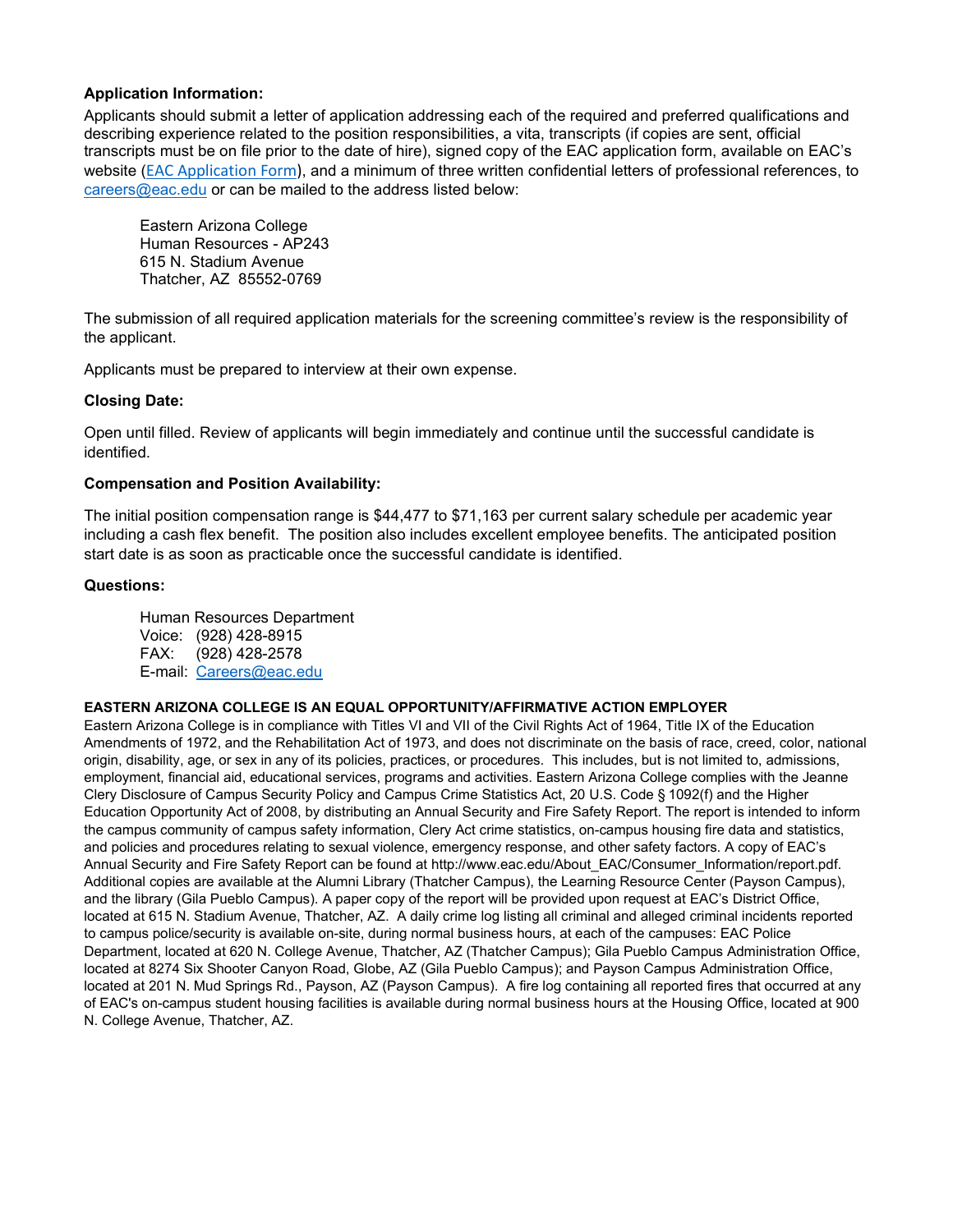**Application Information:**

Applicants should submit a letter of application addressing each of the required and preferred qualifications and describing experience related to the position responsibilities, a vita, transcripts (if copies are sent, official transcripts must be on file prior to the date of hire), signed copy of the EAC application form, available on EAC's website (EAC Application Form), and a minimum of three written confidential letters of professional references, to careers@eac.edu or can be mailed to the address listed below:

Eastern Arizona College
Human Resources - AP243
615 N. Stadium Avenue
Thatcher, AZ 85552-0769

The submission of all required application materials for the screening committee's review is the responsibility of the applicant.

Applicants must be prepared to interview at their own expense.

**Closing Date:**

Open until filled. Review of applicants will begin immediately and continue until the successful candidate is identified.

**Compensation and Position Availability:**

The initial position compensation range is $44,477 to $71,163 per current salary schedule per academic year including a cash flex benefit. The position also includes excellent employee benefits. The anticipated position start date is as soon as practicable once the successful candidate is identified.

**Questions:**

Human Resources Department
Voice: (928) 428-8915
FAX: (928) 428-2578
E-mail: Careers@eac.edu

**EASTERN ARIZONA COLLEGE IS AN EQUAL OPPORTUNITY/AFFIRMATIVE ACTION EMPLOYER**

Eastern Arizona College is in compliance with Titles VI and VII of the Civil Rights Act of 1964, Title IX of the Education Amendments of 1972, and the Rehabilitation Act of 1973, and does not discriminate on the basis of race, creed, color, national origin, disability, age, or sex in any of its policies, practices, or procedures. This includes, but is not limited to, admissions, employment, financial aid, educational services, programs and activities. Eastern Arizona College complies with the Jeanne Clery Disclosure of Campus Security Policy and Campus Crime Statistics Act, 20 U.S. Code § 1092(f) and the Higher Education Opportunity Act of 2008, by distributing an Annual Security and Fire Safety Report. The report is intended to inform the campus community of campus safety information, Clery Act crime statistics, on-campus housing fire data and statistics, and policies and procedures relating to sexual violence, emergency response, and other safety factors. A copy of EAC's Annual Security and Fire Safety Report can be found at http://www.eac.edu/About_EAC/Consumer_Information/report.pdf. Additional copies are available at the Alumni Library (Thatcher Campus), the Learning Resource Center (Payson Campus), and the library (Gila Pueblo Campus). A paper copy of the report will be provided upon request at EAC's District Office, located at 615 N. Stadium Avenue, Thatcher, AZ. A daily crime log listing all criminal and alleged criminal incidents reported to campus police/security is available on-site, during normal business hours, at each of the campuses: EAC Police Department, located at 620 N. College Avenue, Thatcher, AZ (Thatcher Campus); Gila Pueblo Campus Administration Office, located at 8274 Six Shooter Canyon Road, Globe, AZ (Gila Pueblo Campus); and Payson Campus Administration Office, located at 201 N. Mud Springs Rd., Payson, AZ (Payson Campus). A fire log containing all reported fires that occurred at any of EAC's on-campus student housing facilities is available during normal business hours at the Housing Office, located at 900 N. College Avenue, Thatcher, AZ.